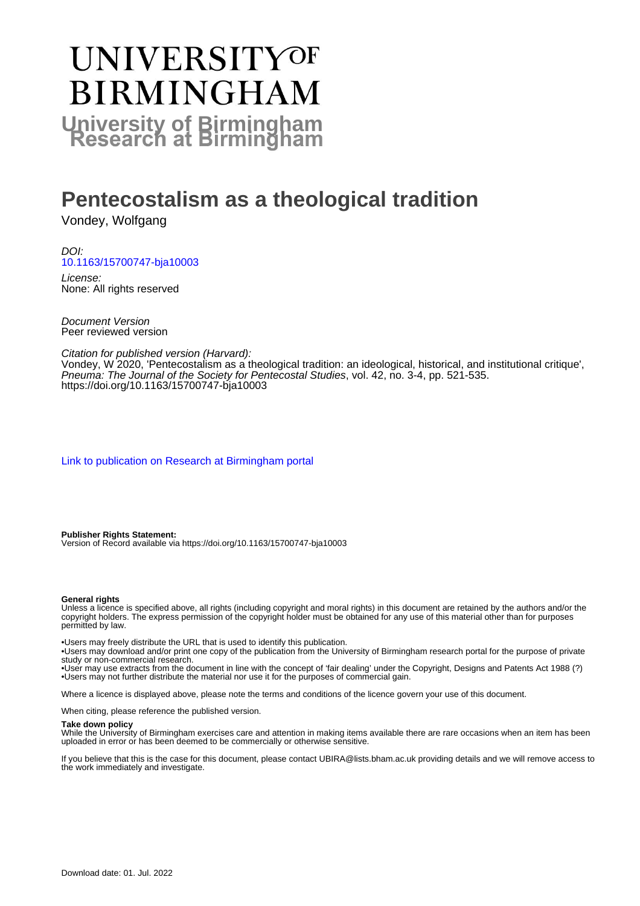# UNIVERSITY OF BIRMINGHAM

## University of Birmingham Research at Birmingham

# Pentecostalism as a theological tradition

Vondey, Wolfgang

*DOI:*
10.1163/15700747-bja10003

*License:*
None: All rights reserved

*Document Version*
Peer reviewed version

*Citation for published version (Harvard):*
Vondey, W 2020, 'Pentecostalism as a theological tradition: an ideological, historical, and institutional critique', *Pneuma: The Journal of the Society for Pentecostal Studies*, vol. 42, no. 3-4, pp. 521-535. https://doi.org/10.1163/15700747-bja10003

Link to publication on Research at Birmingham portal

**Publisher Rights Statement:**
Version of Record available via https://doi.org/10.1163/15700747-bja10003

**General rights**
Unless a licence is specified above, all rights (including copyright and moral rights) in this document are retained by the authors and/or the copyright holders. The express permission of the copyright holder must be obtained for any use of this material other than for purposes permitted by law.

•Users may freely distribute the URL that is used to identify this publication.
•Users may download and/or print one copy of the publication from the University of Birmingham research portal for the purpose of private study or non-commercial research.
•User may use extracts from the document in line with the concept of 'fair dealing' under the Copyright, Designs and Patents Act 1988 (?)
•Users may not further distribute the material nor use it for the purposes of commercial gain.

Where a licence is displayed above, please note the terms and conditions of the licence govern your use of this document.

When citing, please reference the published version.

**Take down policy**
While the University of Birmingham exercises care and attention in making items available there are rare occasions when an item has been uploaded in error or has been deemed to be commercially or otherwise sensitive.

If you believe that this is the case for this document, please contact UBIRA@lists.bham.ac.uk providing details and we will remove access to the work immediately and investigate.

Download date: 01. Jul. 2022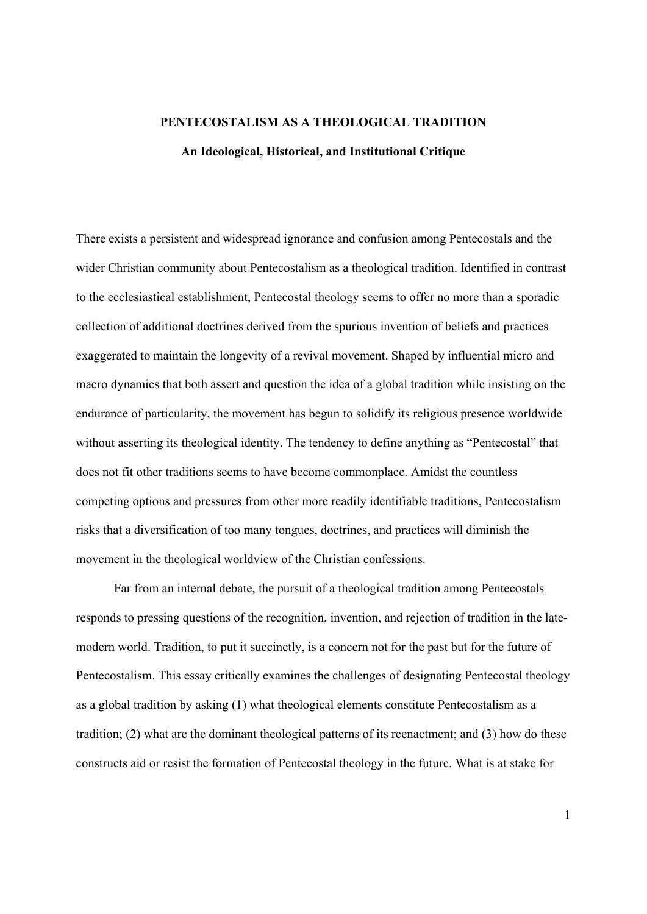# PENTECOSTALISM AS A THEOLOGICAL TRADITION

## An Ideological, Historical, and Institutional Critique

There exists a persistent and widespread ignorance and confusion among Pentecostals and the wider Christian community about Pentecostalism as a theological tradition. Identified in contrast to the ecclesiastical establishment, Pentecostal theology seems to offer no more than a sporadic collection of additional doctrines derived from the spurious invention of beliefs and practices exaggerated to maintain the longevity of a revival movement. Shaped by influential micro and macro dynamics that both assert and question the idea of a global tradition while insisting on the endurance of particularity, the movement has begun to solidify its religious presence worldwide without asserting its theological identity. The tendency to define anything as "Pentecostal" that does not fit other traditions seems to have become commonplace. Amidst the countless competing options and pressures from other more readily identifiable traditions, Pentecostalism risks that a diversification of too many tongues, doctrines, and practices will diminish the movement in the theological worldview of the Christian confessions.

Far from an internal debate, the pursuit of a theological tradition among Pentecostals responds to pressing questions of the recognition, invention, and rejection of tradition in the late-modern world. Tradition, to put it succinctly, is a concern not for the past but for the future of Pentecostalism. This essay critically examines the challenges of designating Pentecostal theology as a global tradition by asking (1) what theological elements constitute Pentecostalism as a tradition; (2) what are the dominant theological patterns of its reenactment; and (3) how do these constructs aid or resist the formation of Pentecostal theology in the future. What is at stake for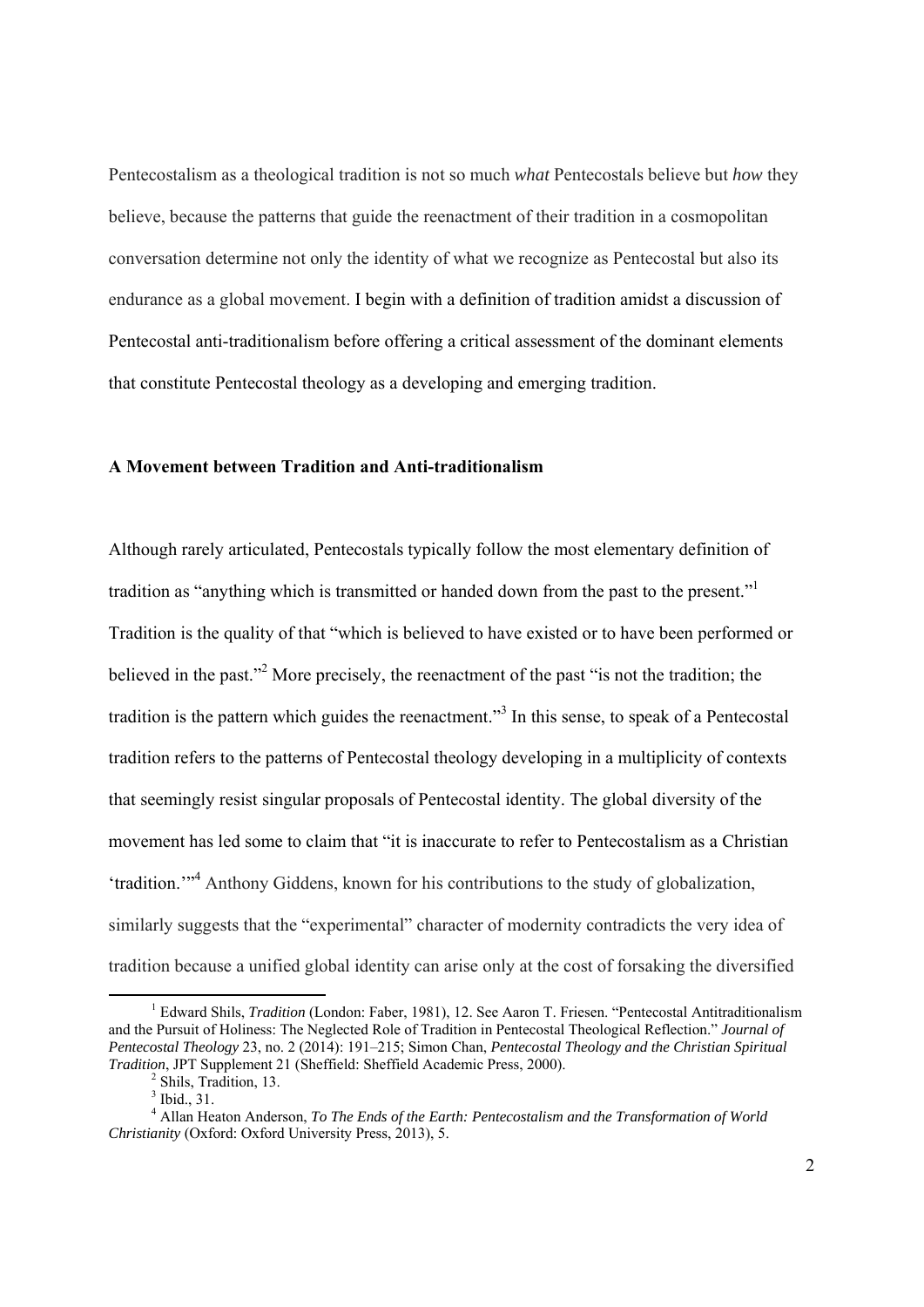Pentecostalism as a theological tradition is not so much *what* Pentecostals believe but *how* they believe, because the patterns that guide the reenactment of their tradition in a cosmopolitan conversation determine not only the identity of what we recognize as Pentecostal but also its endurance as a global movement. I begin with a definition of tradition amidst a discussion of Pentecostal anti-traditionalism before offering a critical assessment of the dominant elements that constitute Pentecostal theology as a developing and emerging tradition.

## A Movement between Tradition and Anti-traditionalism

Although rarely articulated, Pentecostals typically follow the most elementary definition of tradition as "anything which is transmitted or handed down from the past to the present."[1] Tradition is the quality of that "which is believed to have existed or to have been performed or believed in the past."[2] More precisely, the reenactment of the past "is not the tradition; the tradition is the pattern which guides the reenactment."[3] In this sense, to speak of a Pentecostal tradition refers to the patterns of Pentecostal theology developing in a multiplicity of contexts that seemingly resist singular proposals of Pentecostal identity. The global diversity of the movement has led some to claim that "it is inaccurate to refer to Pentecostalism as a Christian 'tradition.'"[4] Anthony Giddens, known for his contributions to the study of globalization, similarly suggests that the "experimental" character of modernity contradicts the very idea of tradition because a unified global identity can arise only at the cost of forsaking the diversified

---

[1] Edward Shils, *Tradition* (London: Faber, 1981), 12. See Aaron T. Friesen. "Pentecostal Antitraditionalism and the Pursuit of Holiness: The Neglected Role of Tradition in Pentecostal Theological Reflection." *Journal of Pentecostal Theology* 23, no. 2 (2014): 191–215; Simon Chan, *Pentecostal Theology and the Christian Spiritual Tradition*, JPT Supplement 21 (Sheffield: Sheffield Academic Press, 2000).

[2] Shils, Tradition, 13.

[3] Ibid., 31.

[4] Allan Heaton Anderson, *To The Ends of the Earth: Pentecostalism and the Transformation of World Christianity* (Oxford: Oxford University Press, 2013), 5.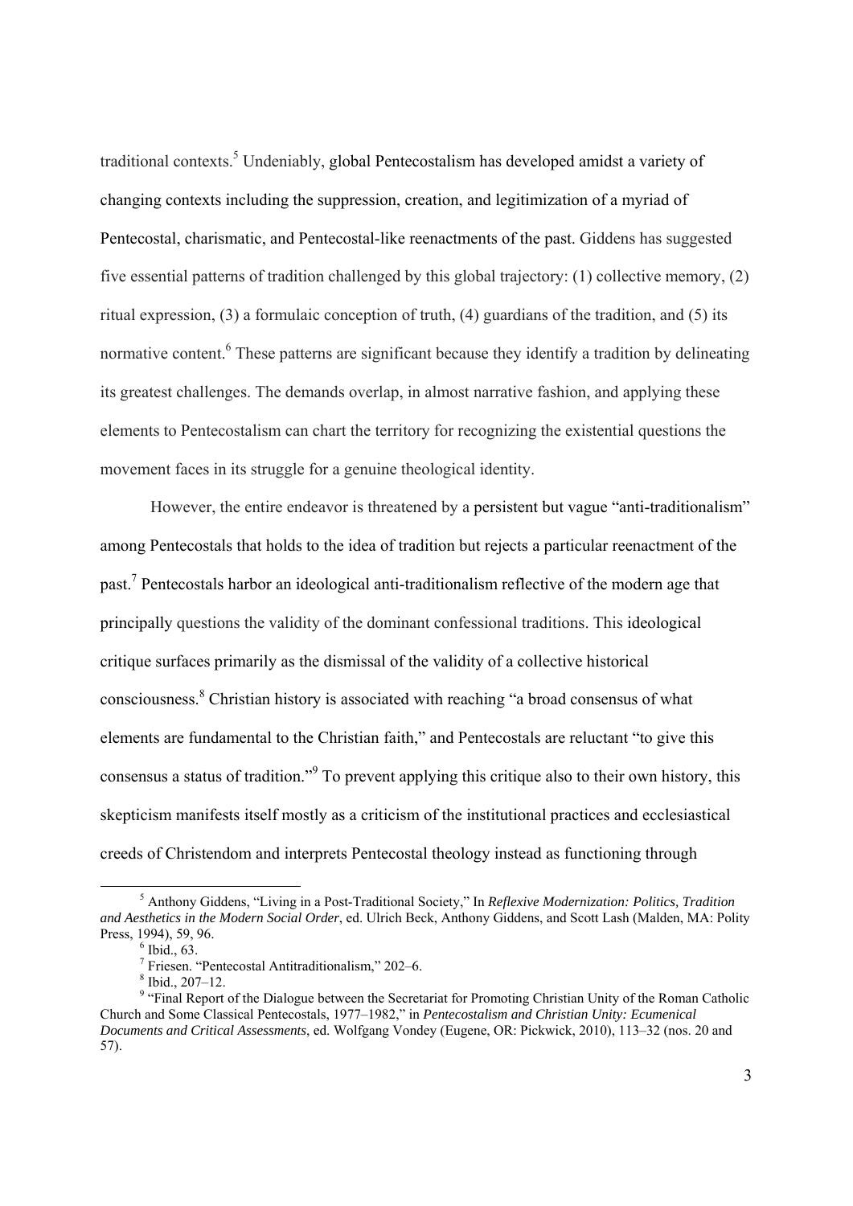traditional contexts.[5] Undeniably, global Pentecostalism has developed amidst a variety of changing contexts including the suppression, creation, and legitimization of a myriad of Pentecostal, charismatic, and Pentecostal-like reenactments of the past. Giddens has suggested five essential patterns of tradition challenged by this global trajectory: (1) collective memory, (2) ritual expression, (3) a formulaic conception of truth, (4) guardians of the tradition, and (5) its normative content.[6] These patterns are significant because they identify a tradition by delineating its greatest challenges. The demands overlap, in almost narrative fashion, and applying these elements to Pentecostalism can chart the territory for recognizing the existential questions the movement faces in its struggle for a genuine theological identity.

However, the entire endeavor is threatened by a persistent but vague "anti-traditionalism" among Pentecostals that holds to the idea of tradition but rejects a particular reenactment of the past.[7] Pentecostals harbor an ideological anti-traditionalism reflective of the modern age that principally questions the validity of the dominant confessional traditions. This ideological critique surfaces primarily as the dismissal of the validity of a collective historical consciousness.[8] Christian history is associated with reaching "a broad consensus of what elements are fundamental to the Christian faith," and Pentecostals are reluctant "to give this consensus a status of tradition."[9] To prevent applying this critique also to their own history, this skepticism manifests itself mostly as a criticism of the institutional practices and ecclesiastical creeds of Christendom and interprets Pentecostal theology instead as functioning through

---

[5] Anthony Giddens, "Living in a Post-Traditional Society," In *Reflexive Modernization: Politics, Tradition and Aesthetics in the Modern Social Order*, ed. Ulrich Beck, Anthony Giddens, and Scott Lash (Malden, MA: Polity Press, 1994), 59, 96.

[6] Ibid., 63.

[7] Friesen. "Pentecostal Antitraditionalism," 202–6.

[8] Ibid., 207–12.

[9] "Final Report of the Dialogue between the Secretariat for Promoting Christian Unity of the Roman Catholic Church and Some Classical Pentecostals, 1977–1982," in *Pentecostalism and Christian Unity: Ecumenical Documents and Critical Assessments*, ed. Wolfgang Vondey (Eugene, OR: Pickwick, 2010), 113–32 (nos. 20 and 57).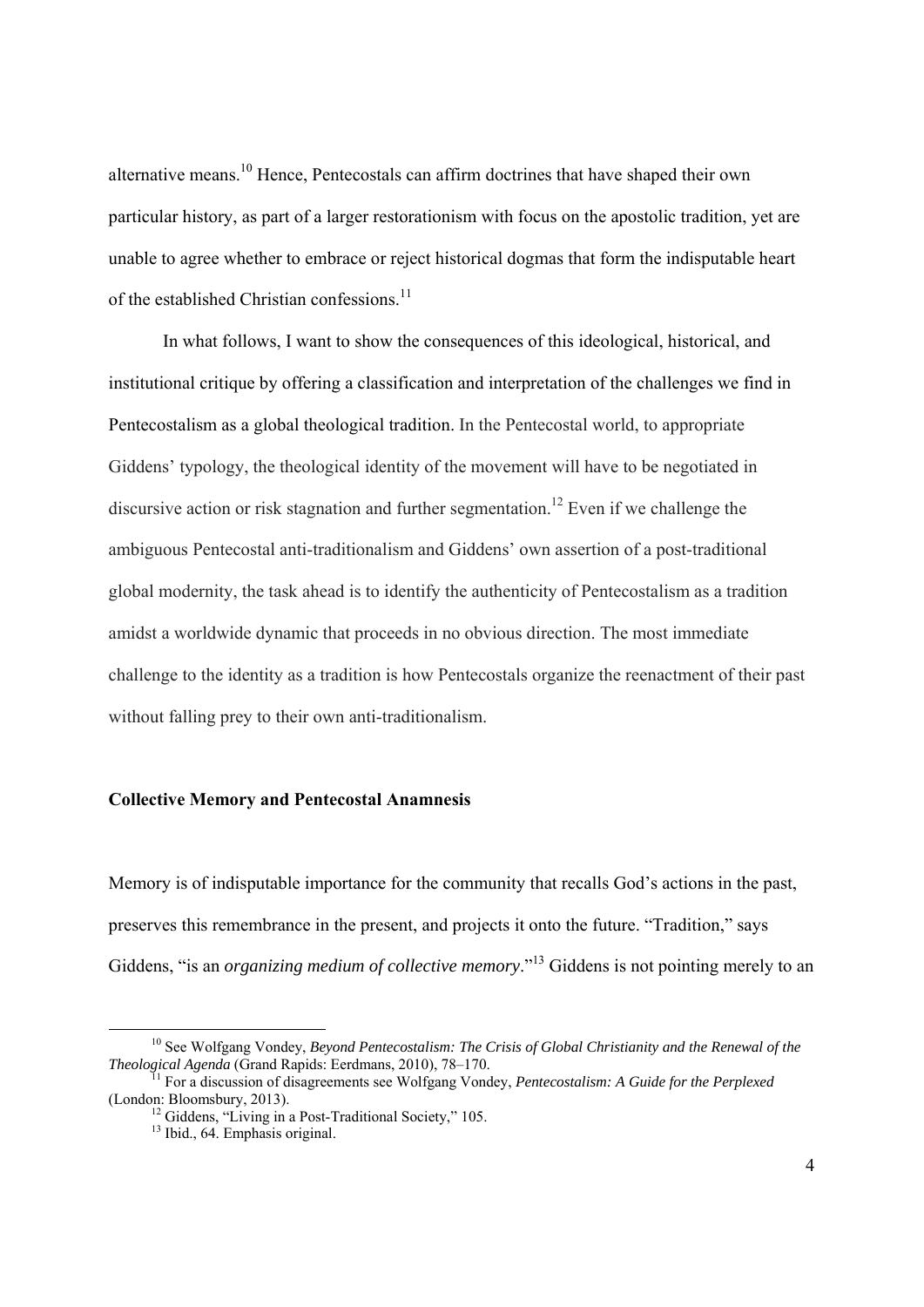alternative means.[10] Hence, Pentecostals can affirm doctrines that have shaped their own particular history, as part of a larger restorationism with focus on the apostolic tradition, yet are unable to agree whether to embrace or reject historical dogmas that form the indisputable heart of the established Christian confessions.[11]

In what follows, I want to show the consequences of this ideological, historical, and institutional critique by offering a classification and interpretation of the challenges we find in Pentecostalism as a global theological tradition. In the Pentecostal world, to appropriate Giddens' typology, the theological identity of the movement will have to be negotiated in discursive action or risk stagnation and further segmentation.[12] Even if we challenge the ambiguous Pentecostal anti-traditionalism and Giddens' own assertion of a post-traditional global modernity, the task ahead is to identify the authenticity of Pentecostalism as a tradition amidst a worldwide dynamic that proceeds in no obvious direction. The most immediate challenge to the identity as a tradition is how Pentecostals organize the reenactment of their past without falling prey to their own anti-traditionalism.

## Collective Memory and Pentecostal Anamnesis

Memory is of indisputable importance for the community that recalls God's actions in the past, preserves this remembrance in the present, and projects it onto the future. "Tradition," says Giddens, "is an *organizing medium of collective memory*."[13] Giddens is not pointing merely to an

---

[10] See Wolfgang Vondey, *Beyond Pentecostalism: The Crisis of Global Christianity and the Renewal of the Theological Agenda* (Grand Rapids: Eerdmans, 2010), 78–170.

[11] For a discussion of disagreements see Wolfgang Vondey, *Pentecostalism: A Guide for the Perplexed* (London: Bloomsbury, 2013).

[12] Giddens, "Living in a Post-Traditional Society," 105.

[13] Ibid., 64. Emphasis original.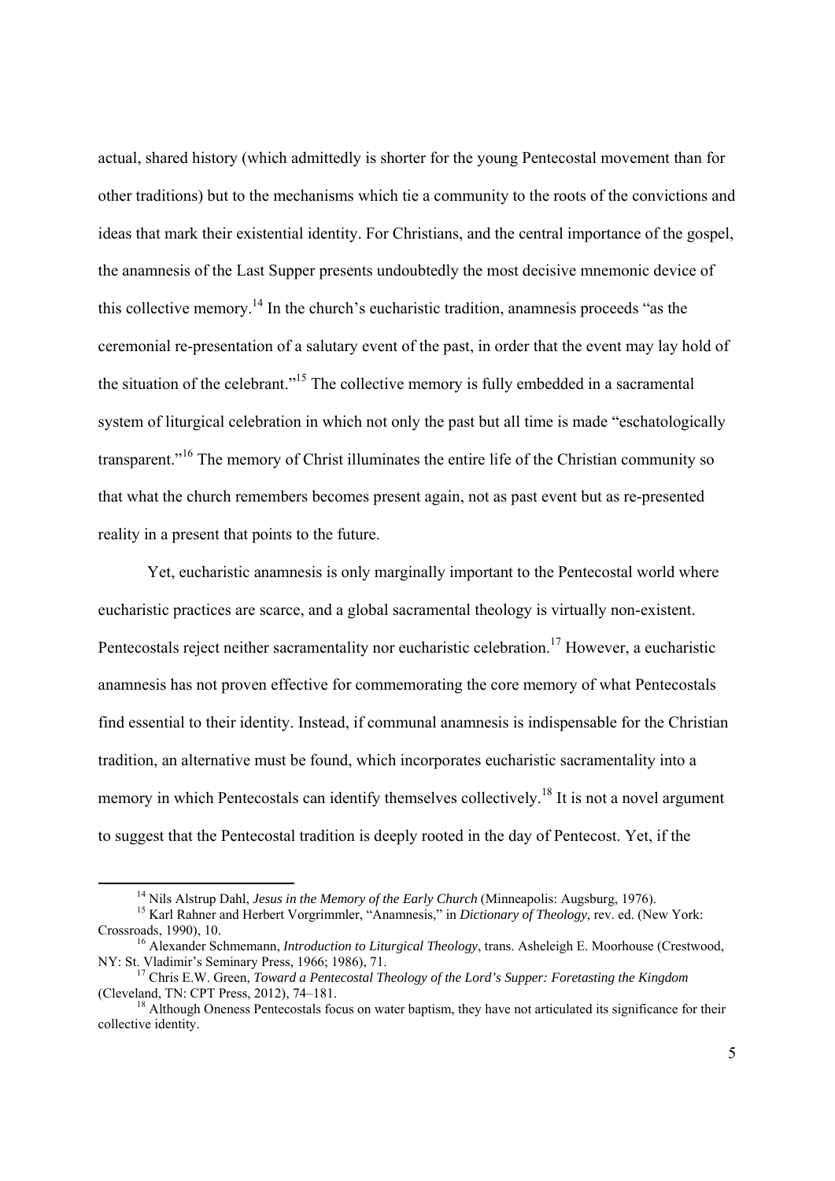actual, shared history (which admittedly is shorter for the young Pentecostal movement than for other traditions) but to the mechanisms which tie a community to the roots of the convictions and ideas that mark their existential identity. For Christians, and the central importance of the gospel, the anamnesis of the Last Supper presents undoubtedly the most decisive mnemonic device of this collective memory.[14] In the church's eucharistic tradition, anamnesis proceeds "as the ceremonial re-presentation of a salutary event of the past, in order that the event may lay hold of the situation of the celebrant."[15] The collective memory is fully embedded in a sacramental system of liturgical celebration in which not only the past but all time is made "eschatologically transparent."[16] The memory of Christ illuminates the entire life of the Christian community so that what the church remembers becomes present again, not as past event but as re-presented reality in a present that points to the future.

Yet, eucharistic anamnesis is only marginally important to the Pentecostal world where eucharistic practices are scarce, and a global sacramental theology is virtually non-existent. Pentecostals reject neither sacramentality nor eucharistic celebration.[17] However, a eucharistic anamnesis has not proven effective for commemorating the core memory of what Pentecostals find essential to their identity. Instead, if communal anamnesis is indispensable for the Christian tradition, an alternative must be found, which incorporates eucharistic sacramentality into a memory in which Pentecostals can identify themselves collectively.[18] It is not a novel argument to suggest that the Pentecostal tradition is deeply rooted in the day of Pentecost. Yet, if the

---

[14] Nils Alstrup Dahl, *Jesus in the Memory of the Early Church* (Minneapolis: Augsburg, 1976).

[15] Karl Rahner and Herbert Vorgrimmler, "Anamnesis," in *Dictionary of Theology*, rev. ed. (New York: Crossroads, 1990), 10.

[16] Alexander Schmemann, *Introduction to Liturgical Theology*, trans. Asheleigh E. Moorhouse (Crestwood, NY: St. Vladimir's Seminary Press, 1966; 1986), 71.

[17] Chris E.W. Green, *Toward a Pentecostal Theology of the Lord's Supper: Foretasting the Kingdom* (Cleveland, TN: CPT Press, 2012), 74–181.

[18] Although Oneness Pentecostals focus on water baptism, they have not articulated its significance for their collective identity.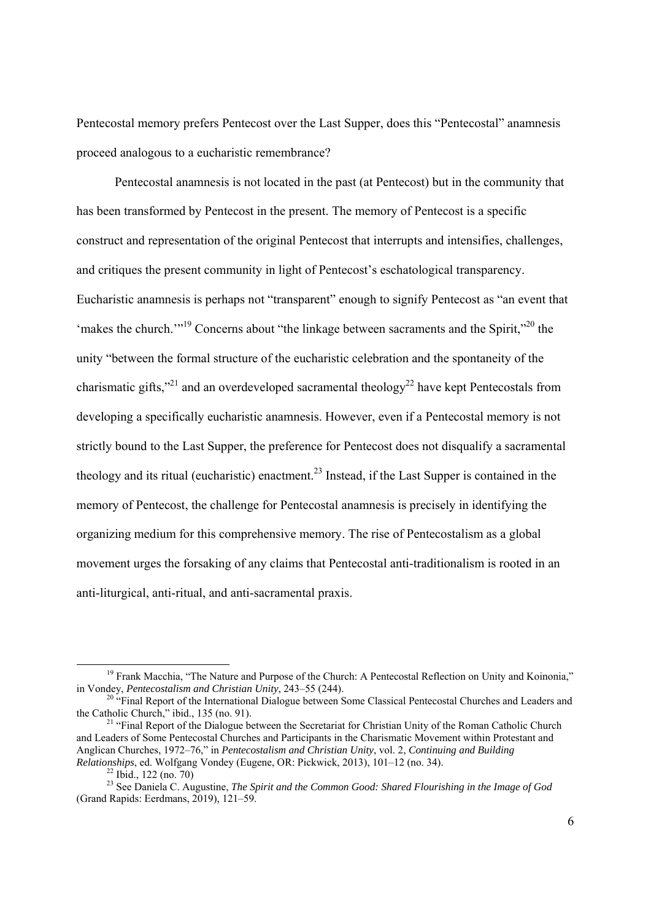Pentecostal memory prefers Pentecost over the Last Supper, does this "Pentecostal" anamnesis proceed analogous to a eucharistic remembrance?

Pentecostal anamnesis is not located in the past (at Pentecost) but in the community that has been transformed by Pentecost in the present. The memory of Pentecost is a specific construct and representation of the original Pentecost that interrupts and intensifies, challenges, and critiques the present community in light of Pentecost's eschatological transparency. Eucharistic anamnesis is perhaps not "transparent" enough to signify Pentecost as "an event that 'makes the church.'"[19] Concerns about "the linkage between sacraments and the Spirit,"[20] the unity "between the formal structure of the eucharistic celebration and the spontaneity of the charismatic gifts,"[21] and an overdeveloped sacramental theology[22] have kept Pentecostals from developing a specifically eucharistic anamnesis. However, even if a Pentecostal memory is not strictly bound to the Last Supper, the preference for Pentecost does not disqualify a sacramental theology and its ritual (eucharistic) enactment.[23] Instead, if the Last Supper is contained in the memory of Pentecost, the challenge for Pentecostal anamnesis is precisely in identifying the organizing medium for this comprehensive memory. The rise of Pentecostalism as a global movement urges the forsaking of any claims that Pentecostal anti-traditionalism is rooted in an anti-liturgical, anti-ritual, and anti-sacramental praxis.

---

[19] Frank Macchia, "The Nature and Purpose of the Church: A Pentecostal Reflection on Unity and Koinonia," in Vondey, *Pentecostalism and Christian Unity*, 243–55 (244).

[20] "Final Report of the International Dialogue between Some Classical Pentecostal Churches and Leaders and the Catholic Church," ibid., 135 (no. 91).

[21] "Final Report of the Dialogue between the Secretariat for Christian Unity of the Roman Catholic Church and Leaders of Some Pentecostal Churches and Participants in the Charismatic Movement within Protestant and Anglican Churches, 1972–76," in *Pentecostalism and Christian Unity*, vol. 2, *Continuing and Building Relationships*, ed. Wolfgang Vondey (Eugene, OR: Pickwick, 2013), 101–12 (no. 34).

[22] Ibid., 122 (no. 70)

[23] See Daniela C. Augustine, *The Spirit and the Common Good: Shared Flourishing in the Image of God* (Grand Rapids: Eerdmans, 2019), 121–59.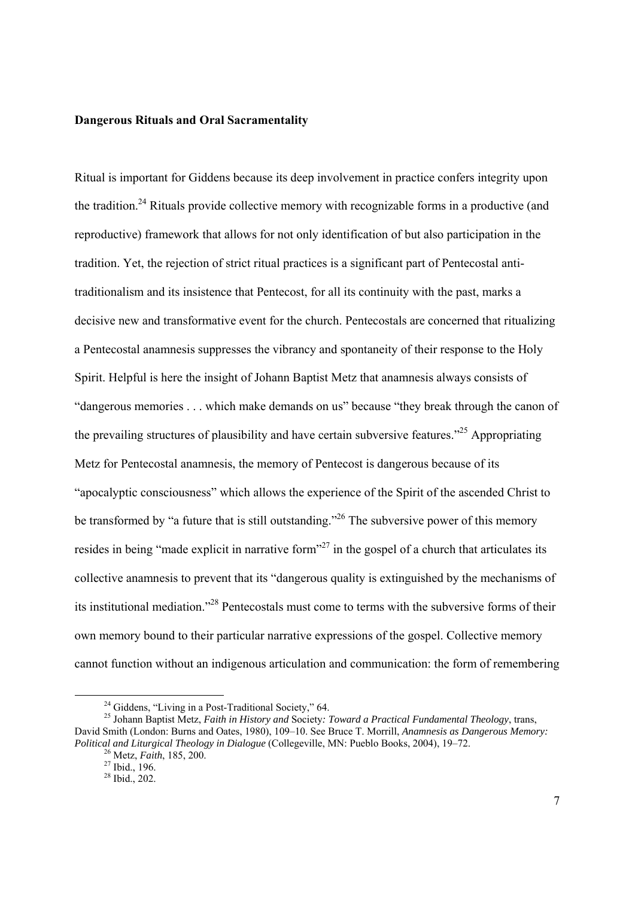**Dangerous Rituals and Oral Sacramentality**

Ritual is important for Giddens because its deep involvement in practice confers integrity upon the tradition.[24] Rituals provide collective memory with recognizable forms in a productive (and reproductive) framework that allows for not only identification of but also participation in the tradition. Yet, the rejection of strict ritual practices is a significant part of Pentecostal anti-traditionalism and its insistence that Pentecost, for all its continuity with the past, marks a decisive new and transformative event for the church. Pentecostals are concerned that ritualizing a Pentecostal anamnesis suppresses the vibrancy and spontaneity of their response to the Holy Spirit. Helpful is here the insight of Johann Baptist Metz that anamnesis always consists of "dangerous memories . . . which make demands on us" because "they break through the canon of the prevailing structures of plausibility and have certain subversive features."[25] Appropriating Metz for Pentecostal anamnesis, the memory of Pentecost is dangerous because of its "apocalyptic consciousness" which allows the experience of the Spirit of the ascended Christ to be transformed by "a future that is still outstanding."[26] The subversive power of this memory resides in being "made explicit in narrative form"[27] in the gospel of a church that articulates its collective anamnesis to prevent that its "dangerous quality is extinguished by the mechanisms of its institutional mediation."[28] Pentecostals must come to terms with the subversive forms of their own memory bound to their particular narrative expressions of the gospel. Collective memory cannot function without an indigenous articulation and communication: the form of remembering

---

[24] Giddens, "Living in a Post-Traditional Society," 64.

[25] Johann Baptist Metz, *Faith in History and* Society*: Toward a Practical Fundamental Theology*, trans, David Smith (London: Burns and Oates, 1980), 109–10. See Bruce T. Morrill, *Anamnesis as Dangerous Memory: Political and Liturgical Theology in Dialogue* (Collegeville, MN: Pueblo Books, 2004), 19–72.

[26] Metz, *Faith*, 185, 200.

[27] Ibid., 196.

[28] Ibid., 202.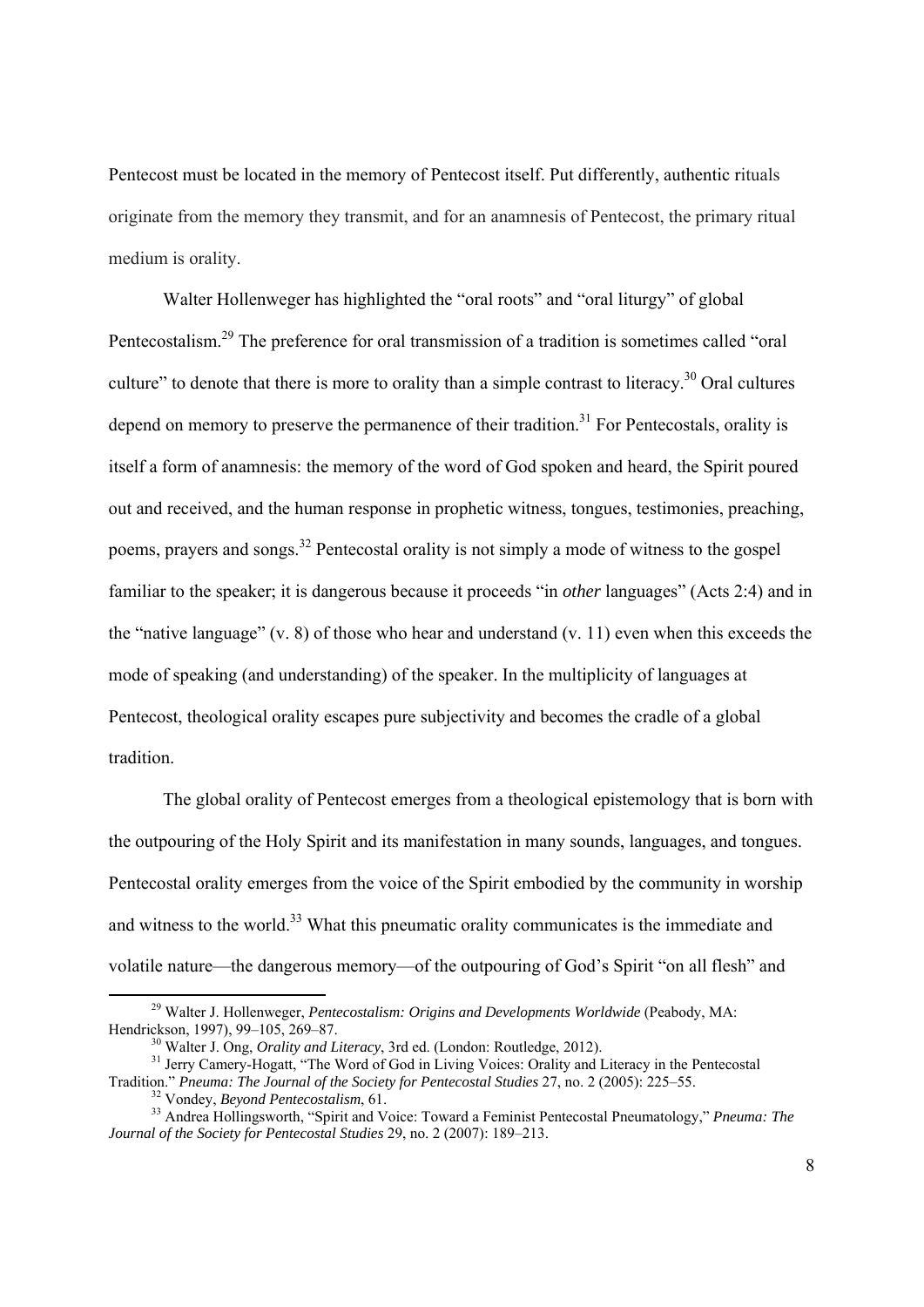Pentecost must be located in the memory of Pentecost itself. Put differently, authentic rituals originate from the memory they transmit, and for an anamnesis of Pentecost, the primary ritual medium is orality.

Walter Hollenweger has highlighted the "oral roots" and "oral liturgy" of global Pentecostalism.[29] The preference for oral transmission of a tradition is sometimes called "oral culture" to denote that there is more to orality than a simple contrast to literacy.[30] Oral cultures depend on memory to preserve the permanence of their tradition.[31] For Pentecostals, orality is itself a form of anamnesis: the memory of the word of God spoken and heard, the Spirit poured out and received, and the human response in prophetic witness, tongues, testimonies, preaching, poems, prayers and songs.[32] Pentecostal orality is not simply a mode of witness to the gospel familiar to the speaker; it is dangerous because it proceeds "in *other* languages" (Acts 2:4) and in the "native language" (v. 8) of those who hear and understand (v. 11) even when this exceeds the mode of speaking (and understanding) of the speaker. In the multiplicity of languages at Pentecost, theological orality escapes pure subjectivity and becomes the cradle of a global tradition.

The global orality of Pentecost emerges from a theological epistemology that is born with the outpouring of the Holy Spirit and its manifestation in many sounds, languages, and tongues. Pentecostal orality emerges from the voice of the Spirit embodied by the community in worship and witness to the world.[33] What this pneumatic orality communicates is the immediate and volatile nature—the dangerous memory—of the outpouring of God's Spirit "on all flesh" and

[29] Walter J. Hollenweger, *Pentecostalism: Origins and Developments Worldwide* (Peabody, MA: Hendrickson, 1997), 99–105, 269–87.

[30] Walter J. Ong, *Orality and Literacy*, 3rd ed. (London: Routledge, 2012).

[31] Jerry Camery-Hoggatt, "The Word of God in Living Voices: Orality and Literacy in the Pentecostal Tradition." *Pneuma: The Journal of the Society for Pentecostal Studies* 27, no. 2 (2005): 225–55.

[32] Vondey, *Beyond Pentecostalism*, 61.

[33] Andrea Hollingsworth, "Spirit and Voice: Toward a Feminist Pentecostal Pneumatology," *Pneuma: The Journal of the Society for Pentecostal Studies* 29, no. 2 (2007): 189–213.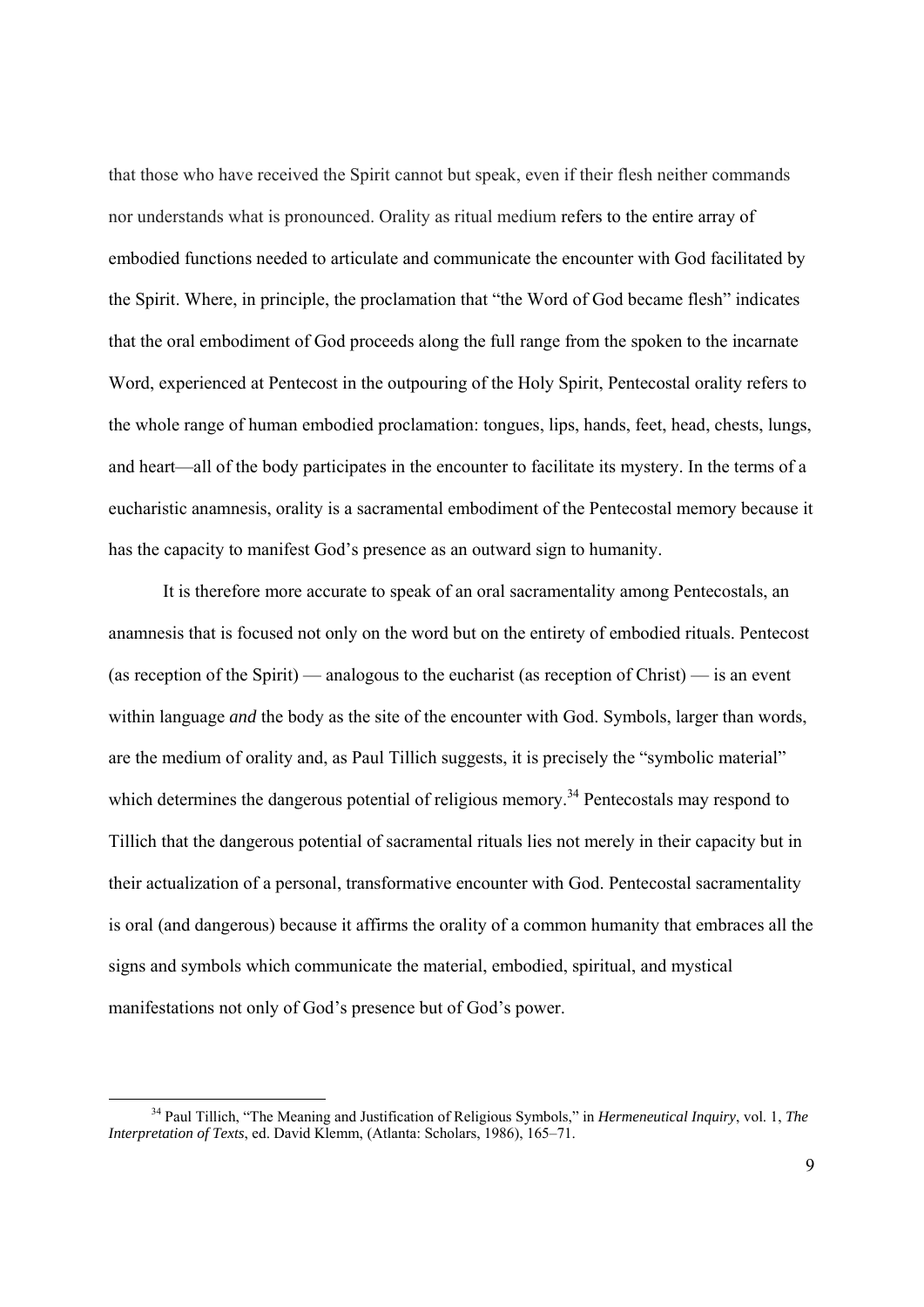that those who have received the Spirit cannot but speak, even if their flesh neither commands nor understands what is pronounced. Orality as ritual medium refers to the entire array of embodied functions needed to articulate and communicate the encounter with God facilitated by the Spirit. Where, in principle, the proclamation that "the Word of God became flesh" indicates that the oral embodiment of God proceeds along the full range from the spoken to the incarnate Word, experienced at Pentecost in the outpouring of the Holy Spirit, Pentecostal orality refers to the whole range of human embodied proclamation: tongues, lips, hands, feet, head, chests, lungs, and heart—all of the body participates in the encounter to facilitate its mystery. In the terms of a eucharistic anamnesis, orality is a sacramental embodiment of the Pentecostal memory because it has the capacity to manifest God's presence as an outward sign to humanity.

It is therefore more accurate to speak of an oral sacramentality among Pentecostals, an anamnesis that is focused not only on the word but on the entirety of embodied rituals. Pentecost (as reception of the Spirit) — analogous to the eucharist (as reception of Christ) — is an event within language *and* the body as the site of the encounter with God. Symbols, larger than words, are the medium of orality and, as Paul Tillich suggests, it is precisely the "symbolic material" which determines the dangerous potential of religious memory.[34] Pentecostals may respond to Tillich that the dangerous potential of sacramental rituals lies not merely in their capacity but in their actualization of a personal, transformative encounter with God. Pentecostal sacramentality is oral (and dangerous) because it affirms the orality of a common humanity that embraces all the signs and symbols which communicate the material, embodied, spiritual, and mystical manifestations not only of God's presence but of God's power.

[34] Paul Tillich, "The Meaning and Justification of Religious Symbols," in *Hermeneutical Inquiry*, vol. 1, *The Interpretation of Texts*, ed. David Klemm, (Atlanta: Scholars, 1986), 165–71.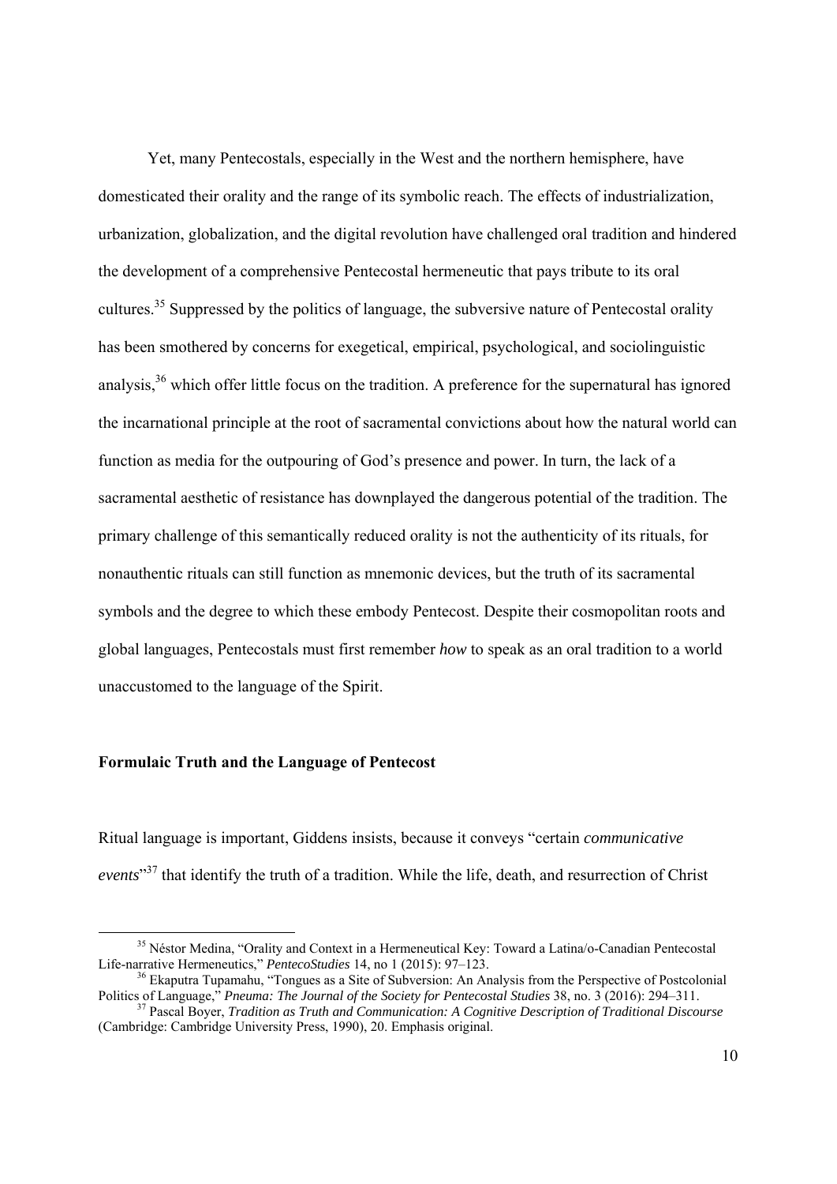Yet, many Pentecostals, especially in the West and the northern hemisphere, have domesticated their orality and the range of its symbolic reach. The effects of industrialization, urbanization, globalization, and the digital revolution have challenged oral tradition and hindered the development of a comprehensive Pentecostal hermeneutic that pays tribute to its oral cultures.[35] Suppressed by the politics of language, the subversive nature of Pentecostal orality has been smothered by concerns for exegetical, empirical, psychological, and sociolinguistic analysis,[36] which offer little focus on the tradition. A preference for the supernatural has ignored the incarnational principle at the root of sacramental convictions about how the natural world can function as media for the outpouring of God's presence and power. In turn, the lack of a sacramental aesthetic of resistance has downplayed the dangerous potential of the tradition. The primary challenge of this semantically reduced orality is not the authenticity of its rituals, for nonauthentic rituals can still function as mnemonic devices, but the truth of its sacramental symbols and the degree to which these embody Pentecost. Despite their cosmopolitan roots and global languages, Pentecostals must first remember *how* to speak as an oral tradition to a world unaccustomed to the language of the Spirit.

## Formulaic Truth and the Language of Pentecost

Ritual language is important, Giddens insists, because it conveys "certain *communicative events*"[37] that identify the truth of a tradition. While the life, death, and resurrection of Christ

---

[35] Néstor Medina, "Orality and Context in a Hermeneutical Key: Toward a Latina/o-Canadian Pentecostal Life-narrative Hermeneutics," *PentecoStudies* 14, no 1 (2015): 97–123.

[36] Ekaputra Tupamahu, "Tongues as a Site of Subversion: An Analysis from the Perspective of Postcolonial Politics of Language," *Pneuma: The Journal of the Society for Pentecostal Studies* 38, no. 3 (2016): 294–311.

[37] Pascal Boyer, *Tradition as Truth and Communication: A Cognitive Description of Traditional Discourse* (Cambridge: Cambridge University Press, 1990), 20. Emphasis original.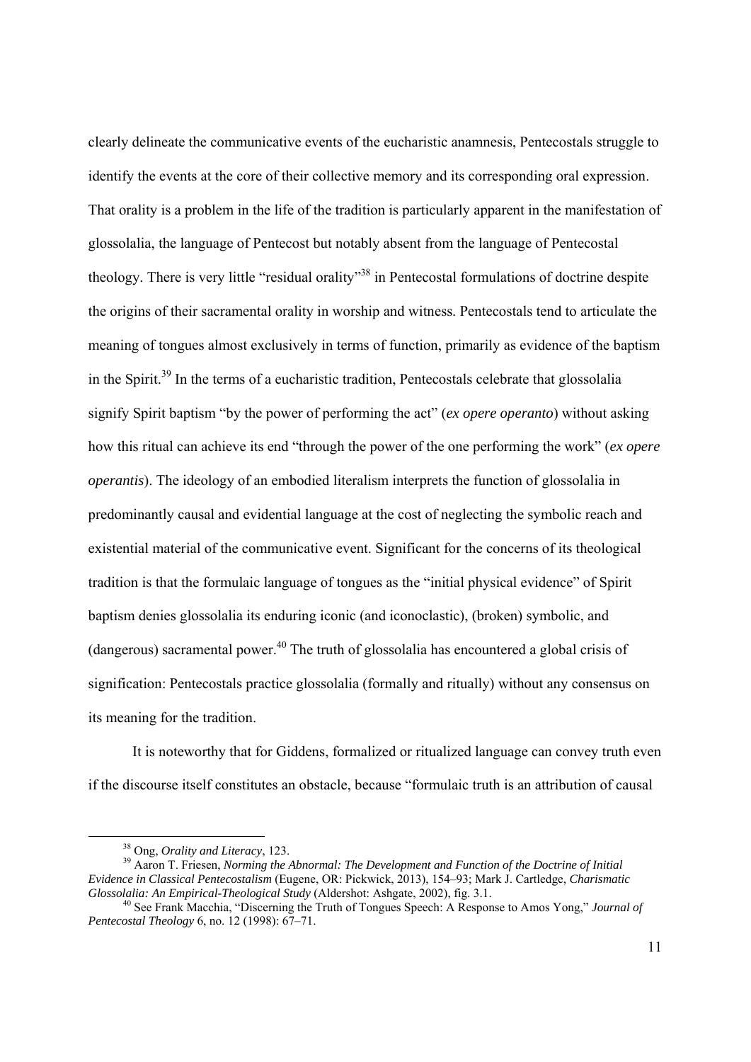clearly delineate the communicative events of the eucharistic anamnesis, Pentecostals struggle to identify the events at the core of their collective memory and its corresponding oral expression. That orality is a problem in the life of the tradition is particularly apparent in the manifestation of glossolalia, the language of Pentecost but notably absent from the language of Pentecostal theology. There is very little "residual orality"[38] in Pentecostal formulations of doctrine despite the origins of their sacramental orality in worship and witness. Pentecostals tend to articulate the meaning of tongues almost exclusively in terms of function, primarily as evidence of the baptism in the Spirit.[39] In the terms of a eucharistic tradition, Pentecostals celebrate that glossolalia signify Spirit baptism "by the power of performing the act" (*ex opere operanto*) without asking how this ritual can achieve its end "through the power of the one performing the work" (*ex opere operantis*). The ideology of an embodied literalism interprets the function of glossolalia in predominantly causal and evidential language at the cost of neglecting the symbolic reach and existential material of the communicative event. Significant for the concerns of its theological tradition is that the formulaic language of tongues as the "initial physical evidence" of Spirit baptism denies glossolalia its enduring iconic (and iconoclastic), (broken) symbolic, and (dangerous) sacramental power.[40] The truth of glossolalia has encountered a global crisis of signification: Pentecostals practice glossolalia (formally and ritually) without any consensus on its meaning for the tradition.

It is noteworthy that for Giddens, formalized or ritualized language can convey truth even if the discourse itself constitutes an obstacle, because "formulaic truth is an attribution of causal

---

[38] Ong, *Orality and Literacy*, 123.

[39] Aaron T. Friesen, *Norming the Abnormal: The Development and Function of the Doctrine of Initial Evidence in Classical Pentecostalism* (Eugene, OR: Pickwick, 2013), 154–93; Mark J. Cartledge, *Charismatic Glossolalia: An Empirical-Theological Study* (Aldershot: Ashgate, 2002), fig. 3.1.

[40] See Frank Macchia, "Discerning the Truth of Tongues Speech: A Response to Amos Yong," *Journal of Pentecostal Theology* 6, no. 12 (1998): 67–71.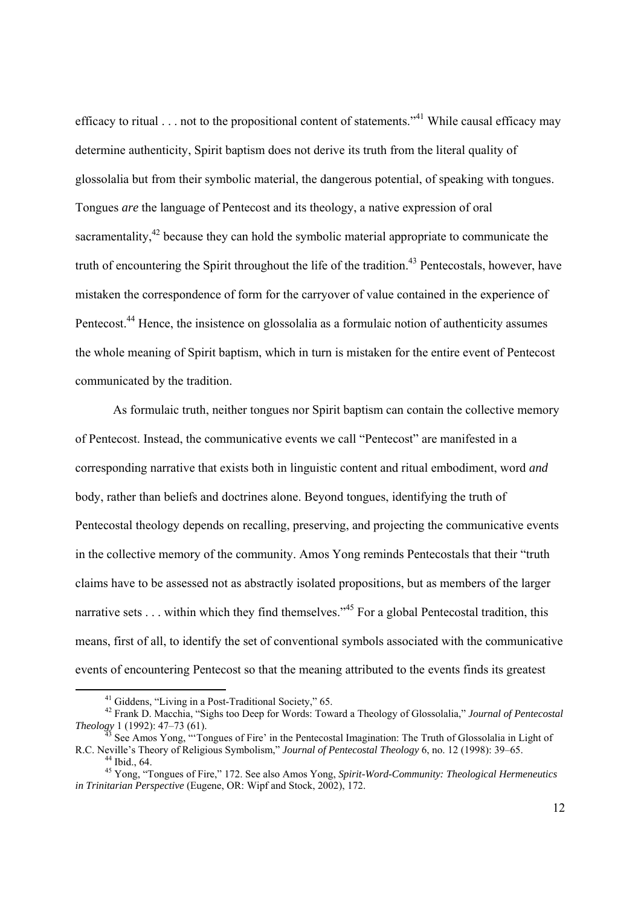efficacy to ritual . . . not to the propositional content of statements."[41] While causal efficacy may determine authenticity, Spirit baptism does not derive its truth from the literal quality of glossolalia but from their symbolic material, the dangerous potential, of speaking with tongues. Tongues *are* the language of Pentecost and its theology, a native expression of oral sacramentality,[42] because they can hold the symbolic material appropriate to communicate the truth of encountering the Spirit throughout the life of the tradition.[43] Pentecostals, however, have mistaken the correspondence of form for the carryover of value contained in the experience of Pentecost.[44] Hence, the insistence on glossolalia as a formulaic notion of authenticity assumes the whole meaning of Spirit baptism, which in turn is mistaken for the entire event of Pentecost communicated by the tradition.

As formulaic truth, neither tongues nor Spirit baptism can contain the collective memory of Pentecost. Instead, the communicative events we call "Pentecost" are manifested in a corresponding narrative that exists both in linguistic content and ritual embodiment, word *and* body, rather than beliefs and doctrines alone. Beyond tongues, identifying the truth of Pentecostal theology depends on recalling, preserving, and projecting the communicative events in the collective memory of the community. Amos Yong reminds Pentecostals that their "truth claims have to be assessed not as abstractly isolated propositions, but as members of the larger narrative sets . . . within which they find themselves."[45] For a global Pentecostal tradition, this means, first of all, to identify the set of conventional symbols associated with the communicative events of encountering Pentecost so that the meaning attributed to the events finds its greatest

---

[41] Giddens, "Living in a Post-Traditional Society," 65.

[42] Frank D. Macchia, "Sighs too Deep for Words: Toward a Theology of Glossolalia," *Journal of Pentecostal Theology* 1 (1992): 47–73 (61).

[43] See Amos Yong, "'Tongues of Fire' in the Pentecostal Imagination: The Truth of Glossolalia in Light of R.C. Neville's Theory of Religious Symbolism," *Journal of Pentecostal Theology* 6, no. 12 (1998): 39–65.

[44] Ibid., 64.

[45] Yong, "Tongues of Fire," 172. See also Amos Yong, *Spirit-Word-Community: Theological Hermeneutics in Trinitarian Perspective* (Eugene, OR: Wipf and Stock, 2002), 172.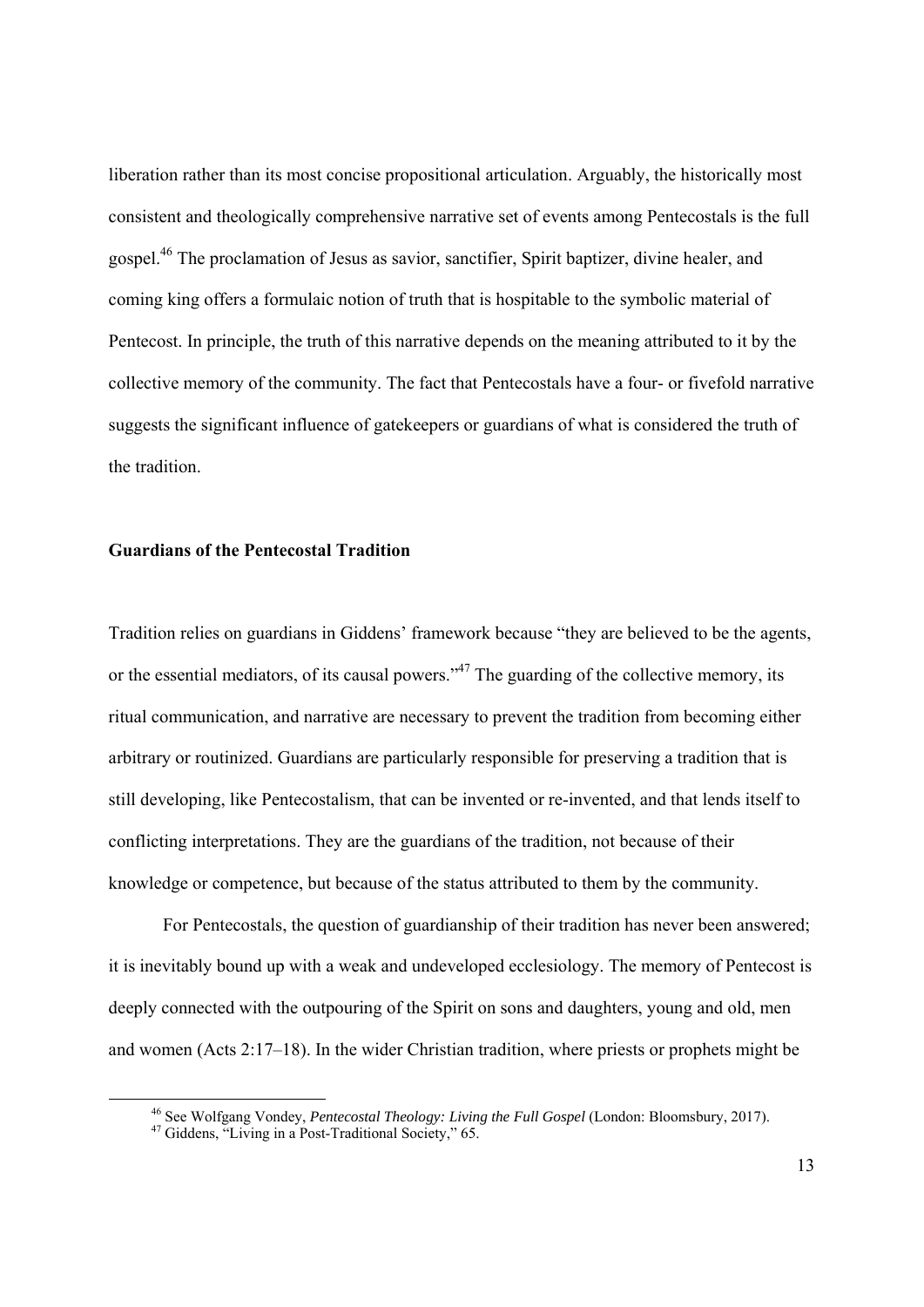liberation rather than its most concise propositional articulation. Arguably, the historically most consistent and theologically comprehensive narrative set of events among Pentecostals is the full gospel.[46] The proclamation of Jesus as savior, sanctifier, Spirit baptizer, divine healer, and coming king offers a formulaic notion of truth that is hospitable to the symbolic material of Pentecost. In principle, the truth of this narrative depends on the meaning attributed to it by the collective memory of the community. The fact that Pentecostals have a four- or fivefold narrative suggests the significant influence of gatekeepers or guardians of what is considered the truth of the tradition.

## Guardians of the Pentecostal Tradition

Tradition relies on guardians in Giddens' framework because "they are believed to be the agents, or the essential mediators, of its causal powers."[47] The guarding of the collective memory, its ritual communication, and narrative are necessary to prevent the tradition from becoming either arbitrary or routinized. Guardians are particularly responsible for preserving a tradition that is still developing, like Pentecostalism, that can be invented or re-invented, and that lends itself to conflicting interpretations. They are the guardians of the tradition, not because of their knowledge or competence, but because of the status attributed to them by the community.

For Pentecostals, the question of guardianship of their tradition has never been answered; it is inevitably bound up with a weak and undeveloped ecclesiology. The memory of Pentecost is deeply connected with the outpouring of the Spirit on sons and daughters, young and old, men and women (Acts 2:17–18). In the wider Christian tradition, where priests or prophets might be

[46] See Wolfgang Vondey, *Pentecostal Theology: Living the Full Gospel* (London: Bloomsbury, 2017).

[47] Giddens, "Living in a Post-Traditional Society," 65.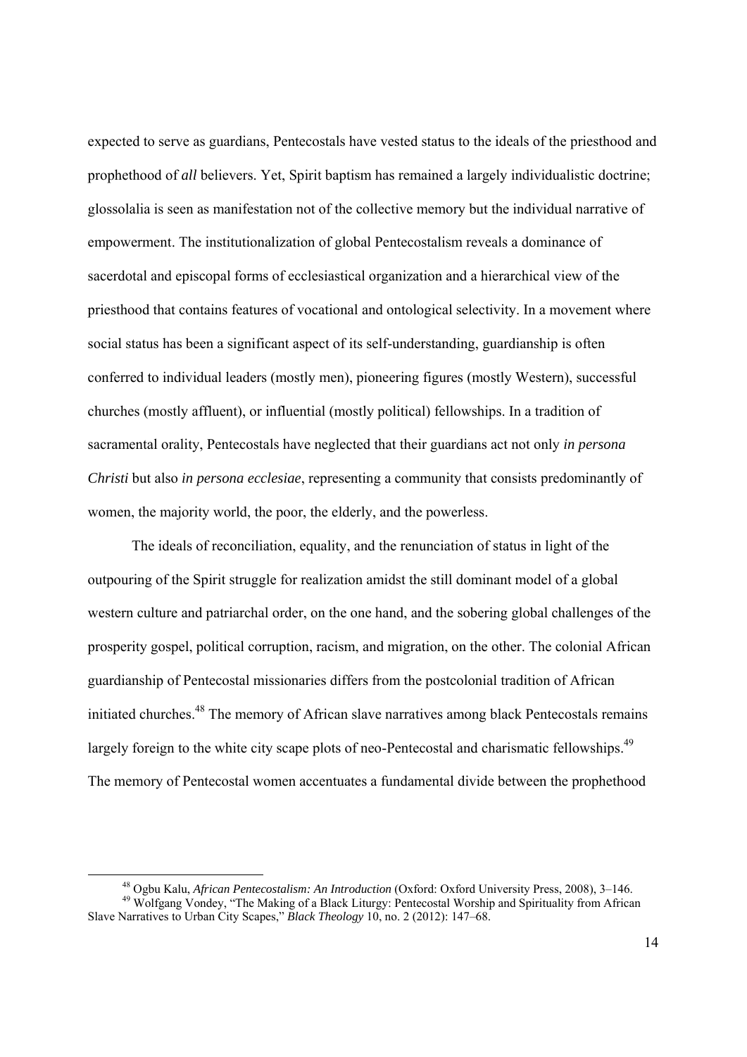expected to serve as guardians, Pentecostals have vested status to the ideals of the priesthood and prophethood of *all* believers. Yet, Spirit baptism has remained a largely individualistic doctrine; glossolalia is seen as manifestation not of the collective memory but the individual narrative of empowerment. The institutionalization of global Pentecostalism reveals a dominance of sacerdotal and episcopal forms of ecclesiastical organization and a hierarchical view of the priesthood that contains features of vocational and ontological selectivity. In a movement where social status has been a significant aspect of its self-understanding, guardianship is often conferred to individual leaders (mostly men), pioneering figures (mostly Western), successful churches (mostly affluent), or influential (mostly political) fellowships. In a tradition of sacramental orality, Pentecostals have neglected that their guardians act not only *in persona Christi* but also *in persona ecclesiae*, representing a community that consists predominantly of women, the majority world, the poor, the elderly, and the powerless.

The ideals of reconciliation, equality, and the renunciation of status in light of the outpouring of the Spirit struggle for realization amidst the still dominant model of a global western culture and patriarchal order, on the one hand, and the sobering global challenges of the prosperity gospel, political corruption, racism, and migration, on the other. The colonial African guardianship of Pentecostal missionaries differs from the postcolonial tradition of African initiated churches.[48] The memory of African slave narratives among black Pentecostals remains largely foreign to the white city scape plots of neo-Pentecostal and charismatic fellowships.[49] The memory of Pentecostal women accentuates a fundamental divide between the prophethood

[48] Ogbu Kalu, *African Pentecostalism: An Introduction* (Oxford: Oxford University Press, 2008), 3–146.

[49] Wolfgang Vondey, "The Making of a Black Liturgy: Pentecostal Worship and Spirituality from African Slave Narratives to Urban City Scapes," *Black Theology* 10, no. 2 (2012): 147–68.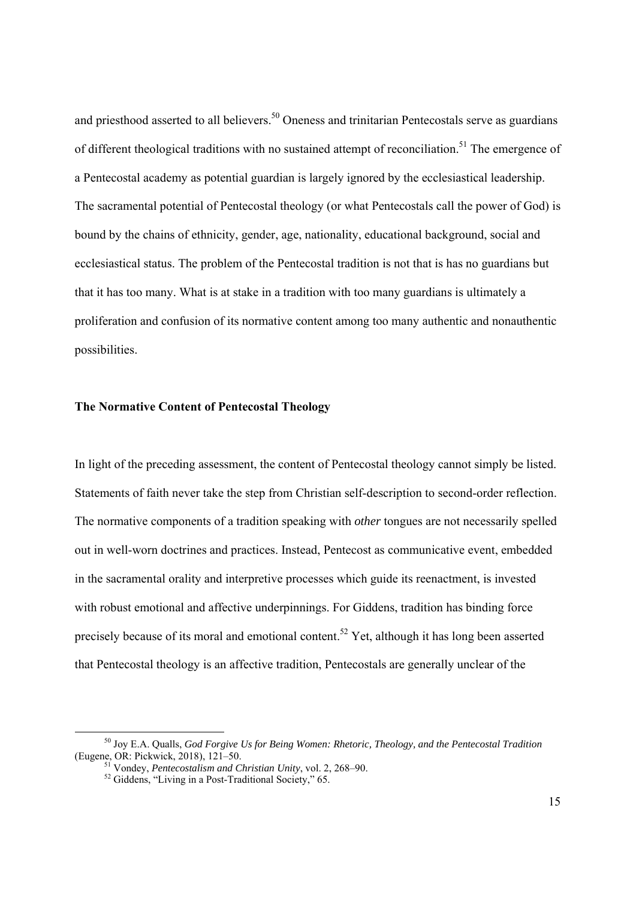and priesthood asserted to all believers.[50] Oneness and trinitarian Pentecostals serve as guardians of different theological traditions with no sustained attempt of reconciliation.[51] The emergence of a Pentecostal academy as potential guardian is largely ignored by the ecclesiastical leadership. The sacramental potential of Pentecostal theology (or what Pentecostals call the power of God) is bound by the chains of ethnicity, gender, age, nationality, educational background, social and ecclesiastical status. The problem of the Pentecostal tradition is not that is has no guardians but that it has too many. What is at stake in a tradition with too many guardians is ultimately a proliferation and confusion of its normative content among too many authentic and nonauthentic possibilities.

### The Normative Content of Pentecostal Theology

In light of the preceding assessment, the content of Pentecostal theology cannot simply be listed. Statements of faith never take the step from Christian self-description to second-order reflection. The normative components of a tradition speaking with *other* tongues are not necessarily spelled out in well-worn doctrines and practices. Instead, Pentecost as communicative event, embedded in the sacramental orality and interpretive processes which guide its reenactment, is invested with robust emotional and affective underpinnings. For Giddens, tradition has binding force precisely because of its moral and emotional content.[52] Yet, although it has long been asserted that Pentecostal theology is an affective tradition, Pentecostals are generally unclear of the

---

[50] Joy E.A. Qualls, *God Forgive Us for Being Women: Rhetoric, Theology, and the Pentecostal Tradition* (Eugene, OR: Pickwick, 2018), 121–50.

[51] Vondey, *Pentecostalism and Christian Unity*, vol. 2, 268–90.

[52] Giddens, "Living in a Post-Traditional Society," 65.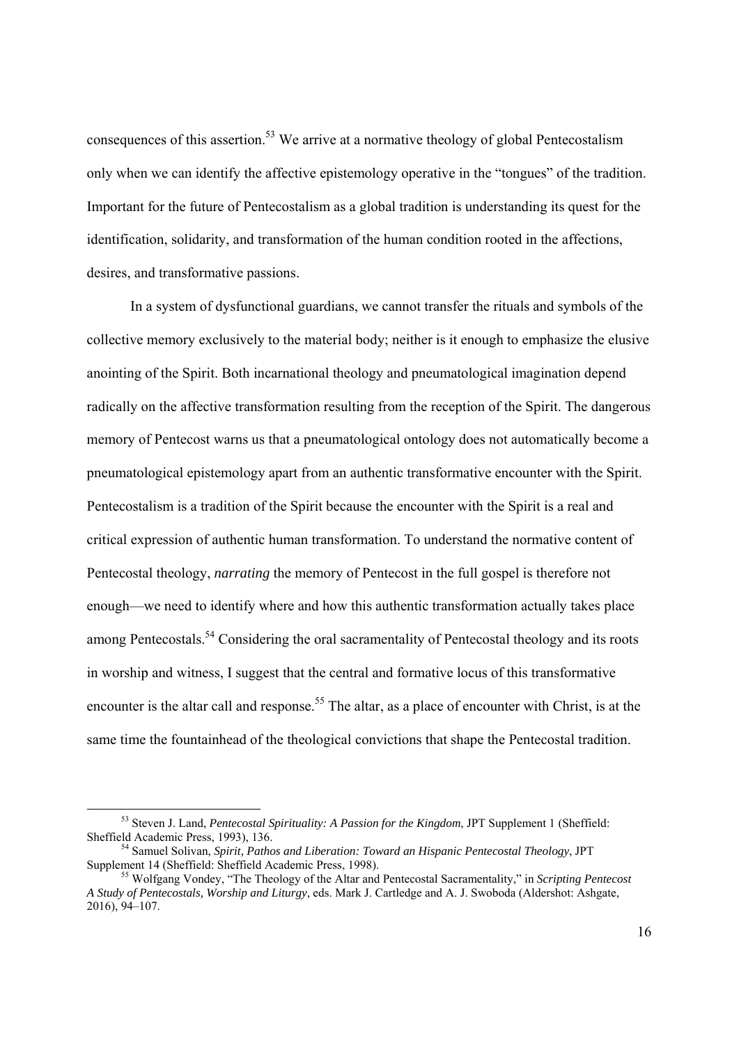consequences of this assertion.[53] We arrive at a normative theology of global Pentecostalism only when we can identify the affective epistemology operative in the "tongues" of the tradition. Important for the future of Pentecostalism as a global tradition is understanding its quest for the identification, solidarity, and transformation of the human condition rooted in the affections, desires, and transformative passions.

In a system of dysfunctional guardians, we cannot transfer the rituals and symbols of the collective memory exclusively to the material body; neither is it enough to emphasize the elusive anointing of the Spirit. Both incarnational theology and pneumatological imagination depend radically on the affective transformation resulting from the reception of the Spirit. The dangerous memory of Pentecost warns us that a pneumatological ontology does not automatically become a pneumatological epistemology apart from an authentic transformative encounter with the Spirit. Pentecostalism is a tradition of the Spirit because the encounter with the Spirit is a real and critical expression of authentic human transformation. To understand the normative content of Pentecostal theology, *narrating* the memory of Pentecost in the full gospel is therefore not enough—we need to identify where and how this authentic transformation actually takes place among Pentecostals.[54] Considering the oral sacramentality of Pentecostal theology and its roots in worship and witness, I suggest that the central and formative locus of this transformative encounter is the altar call and response.[55] The altar, as a place of encounter with Christ, is at the same time the fountainhead of the theological convictions that shape the Pentecostal tradition.

---

[53] Steven J. Land, *Pentecostal Spirituality: A Passion for the Kingdom*, JPT Supplement 1 (Sheffield: Sheffield Academic Press, 1993), 136.

[54] Samuel Solivan, *Spirit, Pathos and Liberation: Toward an Hispanic Pentecostal Theology*, JPT Supplement 14 (Sheffield: Sheffield Academic Press, 1998).

[55] Wolfgang Vondey, "The Theology of the Altar and Pentecostal Sacramentality," in *Scripting Pentecost A Study of Pentecostals, Worship and Liturgy*, eds. Mark J. Cartledge and A. J. Swoboda (Aldershot: Ashgate, 2016), 94–107.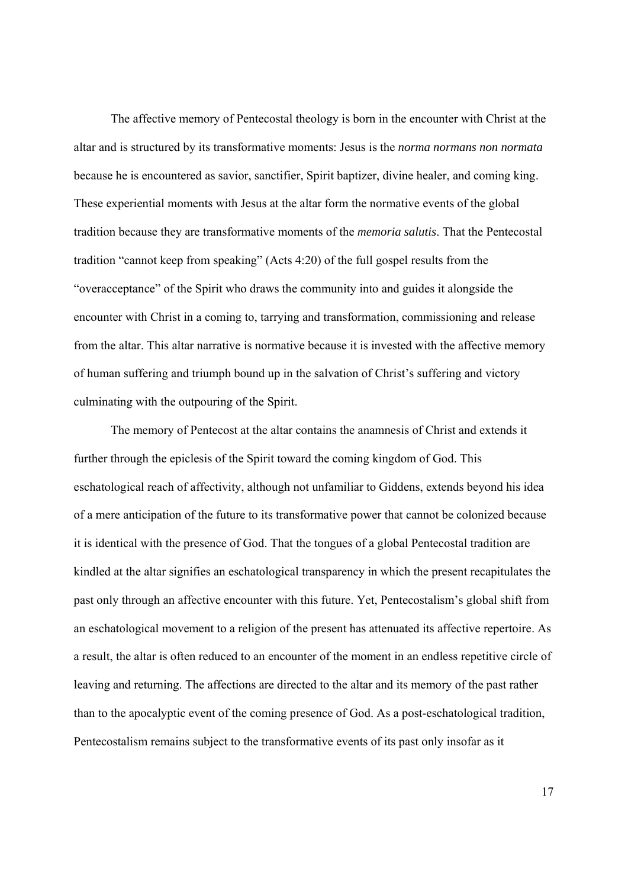The affective memory of Pentecostal theology is born in the encounter with Christ at the altar and is structured by its transformative moments: Jesus is the *norma normans non normata* because he is encountered as savior, sanctifier, Spirit baptizer, divine healer, and coming king. These experiential moments with Jesus at the altar form the normative events of the global tradition because they are transformative moments of the *memoria salutis*. That the Pentecostal tradition "cannot keep from speaking" (Acts 4:20) of the full gospel results from the "overacceptance" of the Spirit who draws the community into and guides it alongside the encounter with Christ in a coming to, tarrying and transformation, commissioning and release from the altar. This altar narrative is normative because it is invested with the affective memory of human suffering and triumph bound up in the salvation of Christ's suffering and victory culminating with the outpouring of the Spirit.

The memory of Pentecost at the altar contains the anamnesis of Christ and extends it further through the epiclesis of the Spirit toward the coming kingdom of God. This eschatological reach of affectivity, although not unfamiliar to Giddens, extends beyond his idea of a mere anticipation of the future to its transformative power that cannot be colonized because it is identical with the presence of God. That the tongues of a global Pentecostal tradition are kindled at the altar signifies an eschatological transparency in which the present recapitulates the past only through an affective encounter with this future. Yet, Pentecostalism's global shift from an eschatological movement to a religion of the present has attenuated its affective repertoire. As a result, the altar is often reduced to an encounter of the moment in an endless repetitive circle of leaving and returning. The affections are directed to the altar and its memory of the past rather than to the apocalyptic event of the coming presence of God. As a post-eschatological tradition, Pentecostalism remains subject to the transformative events of its past only insofar as it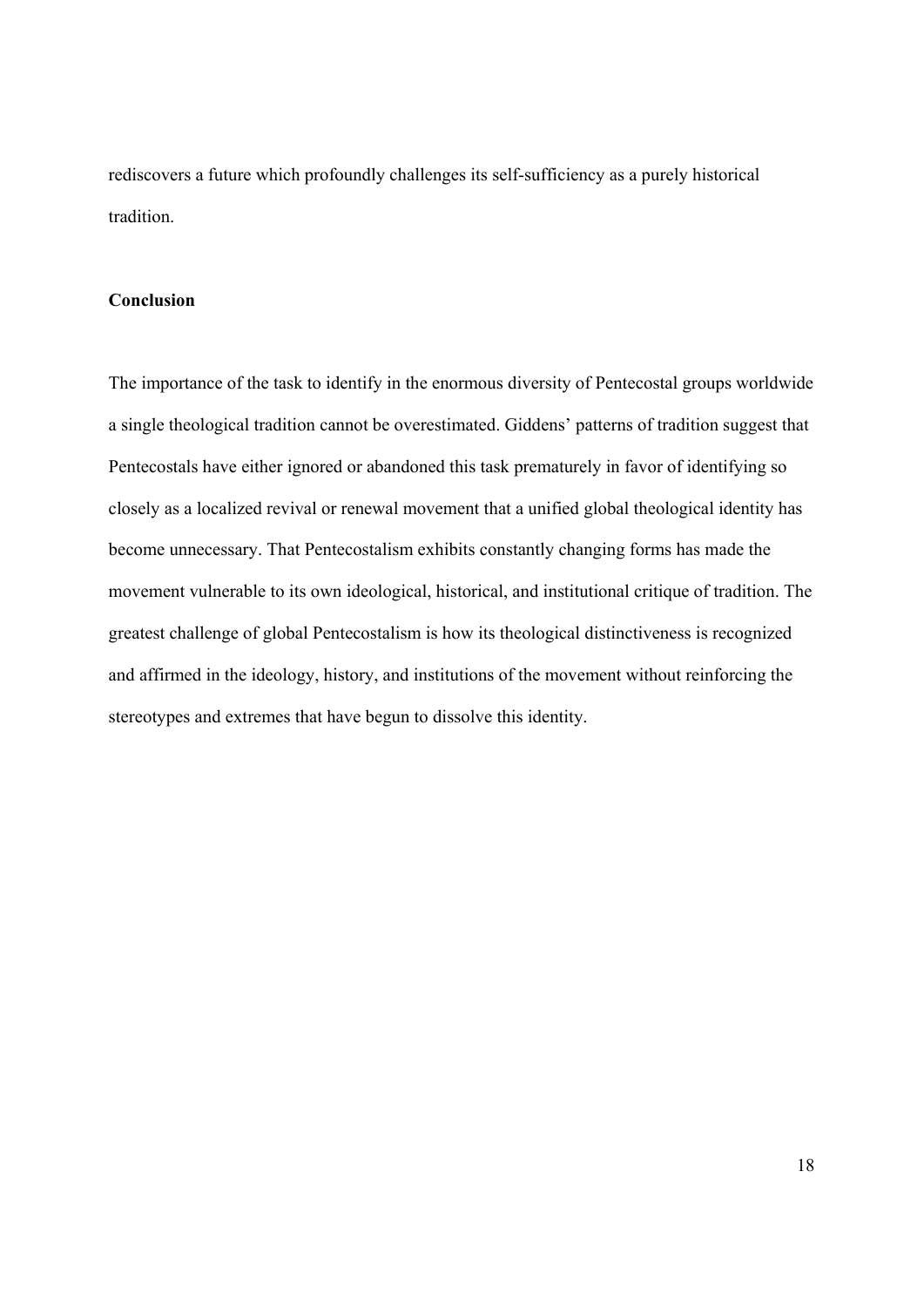rediscovers a future which profoundly challenges its self-sufficiency as a purely historical tradition.

## Conclusion

The importance of the task to identify in the enormous diversity of Pentecostal groups worldwide a single theological tradition cannot be overestimated. Giddens' patterns of tradition suggest that Pentecostals have either ignored or abandoned this task prematurely in favor of identifying so closely as a localized revival or renewal movement that a unified global theological identity has become unnecessary. That Pentecostalism exhibits constantly changing forms has made the movement vulnerable to its own ideological, historical, and institutional critique of tradition. The greatest challenge of global Pentecostalism is how its theological distinctiveness is recognized and affirmed in the ideology, history, and institutions of the movement without reinforcing the stereotypes and extremes that have begun to dissolve this identity.